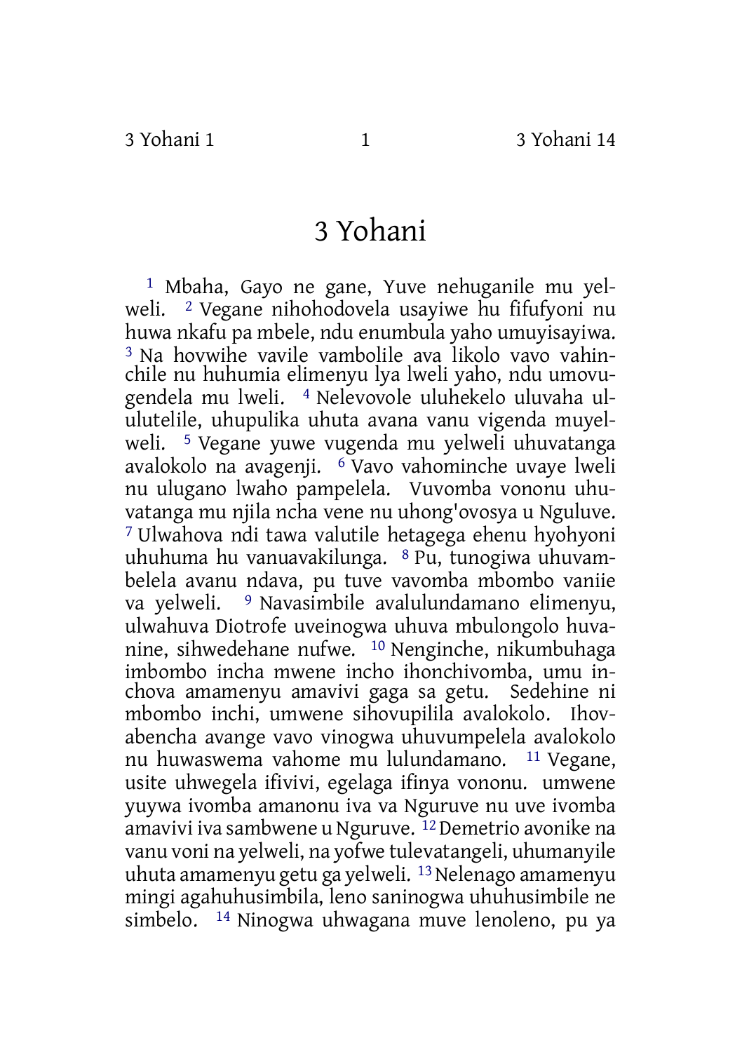# 3 Yohani

[1] Mbaha, Gayo ne gane, Yuve nehuganile mu yelweli. [2] Vegane nihohodovela usayiwe hu fifufyoni nu huwa nkafu pa mbele, ndu enumbula yaho umuyisayiwa. [3] Na hovwihe vavile vambolile ava likolo vavo vahinchile nu huhumia elimenyu lya lweli yaho, ndu umovugendela mu lweli. [4] Nelevovole uluhekelo uluvaha ulutelile, uhupulika uhuta avana vanu vigenda muyelweli. [5] Vegane yuwe vugenda mu yelweli uhuvatanga avalokolo na avagenji. [6] Vavo vahominche uvaye lweli nu ulugano lwaho pampelela. Vuvomba vononu uhuvatanga mu njila ncha vene nu uhong'ovosya u Nguluve. [7] Ulwahova ndi tawa valutile hetagega ehenu hyohyoni uhuhuma hu vanuavakilunga. [8] Pu, tunogiwa uhuvambelela avanu ndava, pu tuve vavomba mbombo vaniie va yelweli. [9] Navasimbile avalulundamano elimenyu, ulwahuva Diotrofe uveinogwa uhuva mbulongolo huvanine, sihwedehane nufwe. [10] Nenginche, nikumbuhaga imbombo incha mwene incho ihonchivomba, umu inchova amamenyu amavivi gaga sa getu. Sedehine ni mbombo inchi, umwene sihovupilila avalokolo. Ihovabencha avange vavo vinogwa uhuvumpelela avalokolo nu huwaswema vahome mu lulundamano. [11] Vegane, usite uhwegela ifivivi, egelaga ifinya vononu. umwene yuywa ivomba amanonu iva va Nguruve nu uve ivomba amavivi iva sambwene u Nguruve. [12] Demetrio avonike na vanu voni na yelweli, na yofwe tulevatangeli, uhumanyile uhuta amamenyu getu ga yelweli. [13] Nelenago amamenyu mingi agahuhusimbila, leno saninogwa uhuhusimbile ne simbelo. [14] Ninogwa uhwagana muve lenoleno, pu ya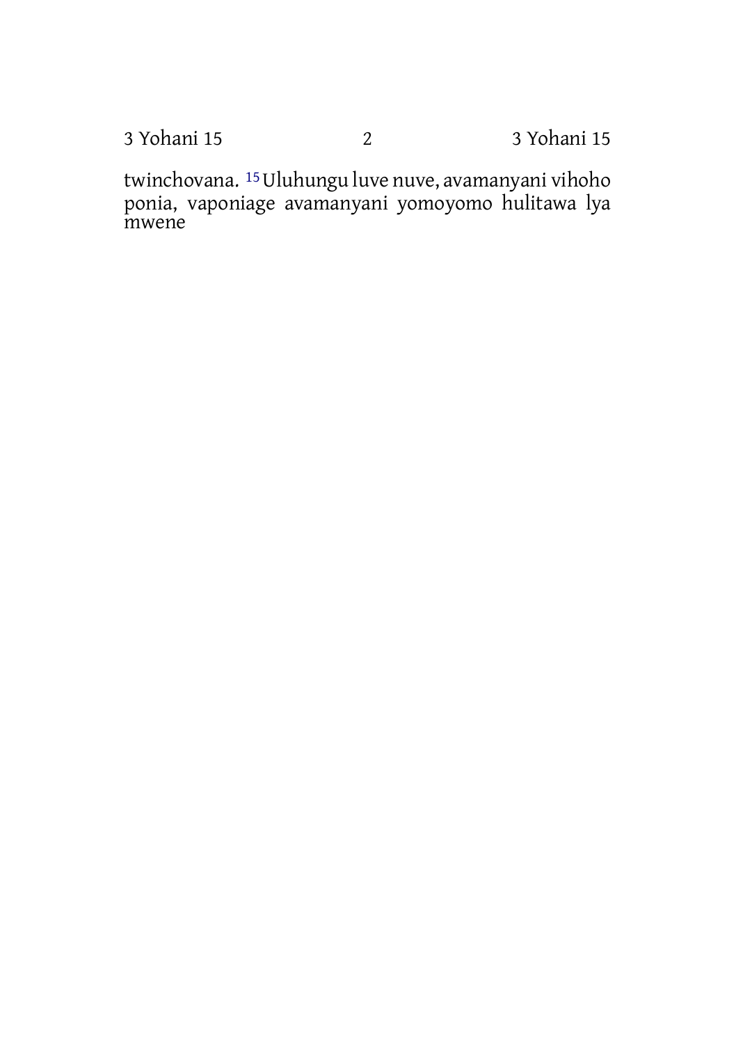twinchovana. [15] Uluhungu luve nuve, avamanyani vihoho ponia, vaponiage avamanyani yomoyomo hulitawa lya mwene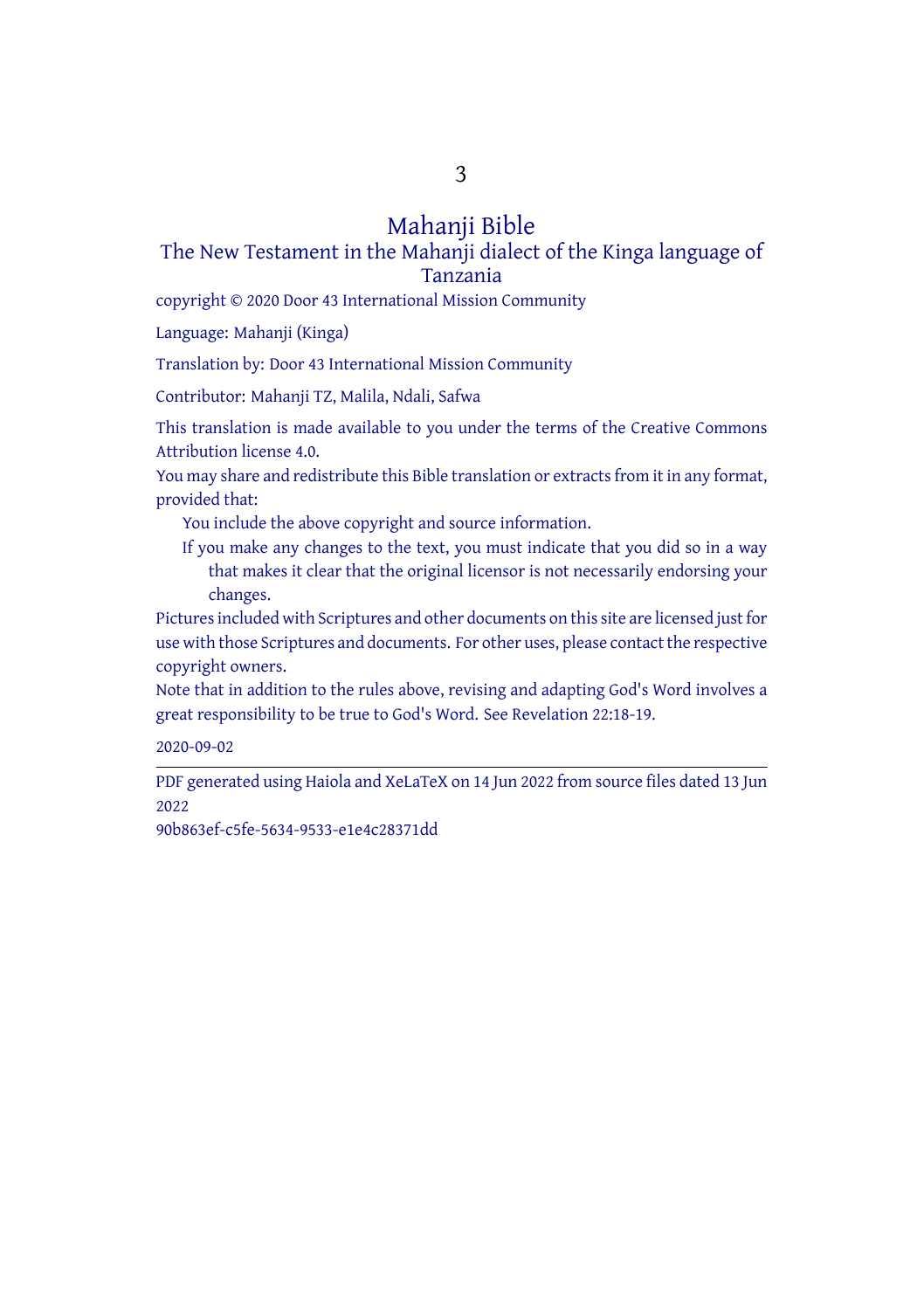# Mahanji Bible

## The New Testament in the Mahanji dialect of the Kinga language of Tanzania

copyright © 2020 Door 43 International Mission Community

Language: Mahanji (Kinga)

Translation by: Door 43 International Mission Community

Contributor: Mahanji TZ, Malila, Ndali, Safwa

This translation is made available to you under the terms of the Creative Commons Attribution license 4.0.

You may share and redistribute this Bible translation or extracts from it in any format, provided that:

- You include the above copyright and source information.
- If you make any changes to the text, you must indicate that you did so in a way that makes it clear that the original licensor is not necessarily endorsing your changes.

Pictures included with Scriptures and other documents on this site are licensed just for use with those Scriptures and documents. For other uses, please contact the respective copyright owners.

Note that in addition to the rules above, revising and adapting God's Word involves a great responsibility to be true to God's Word. See Revelation 22:18-19.

2020-09-02

---

PDF generated using Haiola and XeLaTeX on 14 Jun 2022 from source files dated 13 Jun 2022

90b863ef-c5fe-5634-9533-e1e4c28371dd